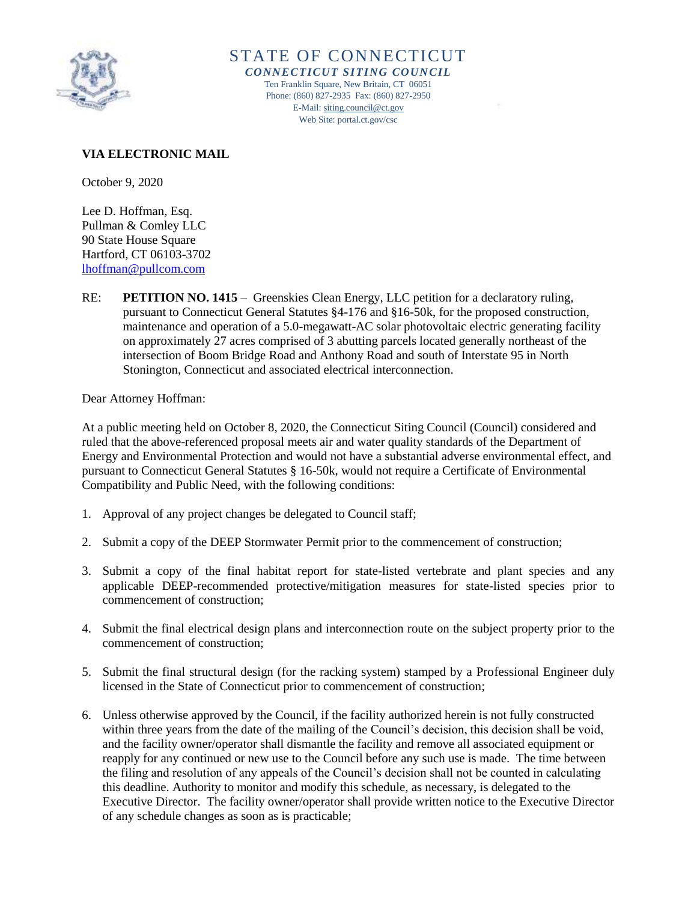# STATE OF CONNECTICUT

***CONNECTICUT SITING COUNCIL***

Ten Franklin Square, New Britain, CT 06051
Phone: (860) 827-2935 Fax: (860) 827-2950
E-Mail: siting.council@ct.gov
Web Site: portal.ct.gov/csc

**VIA ELECTRONIC MAIL**

October 9, 2020

Lee D. Hoffman, Esq.
Pullman & Comley LLC
90 State House Square
Hartford, CT 06103-3702
lhoffman@pullcom.com

RE: **PETITION NO. 1415** – Greenskies Clean Energy, LLC petition for a declaratory ruling, pursuant to Connecticut General Statutes §4-176 and §16-50k, for the proposed construction, maintenance and operation of a 5.0-megawatt-AC solar photovoltaic electric generating facility on approximately 27 acres comprised of 3 abutting parcels located generally northeast of the intersection of Boom Bridge Road and Anthony Road and south of Interstate 95 in North Stonington, Connecticut and associated electrical interconnection.

Dear Attorney Hoffman:

At a public meeting held on October 8, 2020, the Connecticut Siting Council (Council) considered and ruled that the above-referenced proposal meets air and water quality standards of the Department of Energy and Environmental Protection and would not have a substantial adverse environmental effect, and pursuant to Connecticut General Statutes § 16-50k, would not require a Certificate of Environmental Compatibility and Public Need, with the following conditions:

1. Approval of any project changes be delegated to Council staff;
2. Submit a copy of the DEEP Stormwater Permit prior to the commencement of construction;
3. Submit a copy of the final habitat report for state-listed vertebrate and plant species and any applicable DEEP-recommended protective/mitigation measures for state-listed species prior to commencement of construction;
4. Submit the final electrical design plans and interconnection route on the subject property prior to the commencement of construction;
5. Submit the final structural design (for the racking system) stamped by a Professional Engineer duly licensed in the State of Connecticut prior to commencement of construction;
6. Unless otherwise approved by the Council, if the facility authorized herein is not fully constructed within three years from the date of the mailing of the Council's decision, this decision shall be void, and the facility owner/operator shall dismantle the facility and remove all associated equipment or reapply for any continued or new use to the Council before any such use is made. The time between the filing and resolution of any appeals of the Council's decision shall not be counted in calculating this deadline. Authority to monitor and modify this schedule, as necessary, is delegated to the Executive Director. The facility owner/operator shall provide written notice to the Executive Director of any schedule changes as soon as is practicable;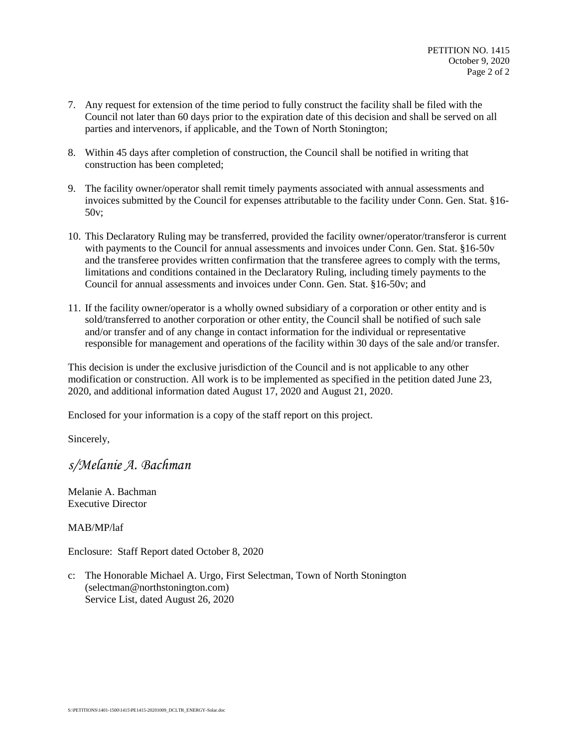7. Any request for extension of the time period to fully construct the facility shall be filed with the Council not later than 60 days prior to the expiration date of this decision and shall be served on all parties and intervenors, if applicable, and the Town of North Stonington;

8. Within 45 days after completion of construction, the Council shall be notified in writing that construction has been completed;

9. The facility owner/operator shall remit timely payments associated with annual assessments and invoices submitted by the Council for expenses attributable to the facility under Conn. Gen. Stat. §16-50v;

10. This Declaratory Ruling may be transferred, provided the facility owner/operator/transferor is current with payments to the Council for annual assessments and invoices under Conn. Gen. Stat. §16-50v and the transferee provides written confirmation that the transferee agrees to comply with the terms, limitations and conditions contained in the Declaratory Ruling, including timely payments to the Council for annual assessments and invoices under Conn. Gen. Stat. §16-50v; and

11. If the facility owner/operator is a wholly owned subsidiary of a corporation or other entity and is sold/transferred to another corporation or other entity, the Council shall be notified of such sale and/or transfer and of any change in contact information for the individual or representative responsible for management and operations of the facility within 30 days of the sale and/or transfer.

This decision is under the exclusive jurisdiction of the Council and is not applicable to any other modification or construction. All work is to be implemented as specified in the petition dated June 23, 2020, and additional information dated August 17, 2020 and August 21, 2020.

Enclosed for your information is a copy of the staff report on this project.

Sincerely,

*s/Melanie A. Bachman*

Melanie A. Bachman
Executive Director

MAB/MP/laf

Enclosure: Staff Report dated October 8, 2020

c: The Honorable Michael A. Urgo, First Selectman, Town of North Stonington (selectman@northstonington.com)
Service List, dated August 26, 2020

S:\PETITIONS\1401-1500\1415\PE1415-20201009_DCLTR_ENERGY-Solar.doc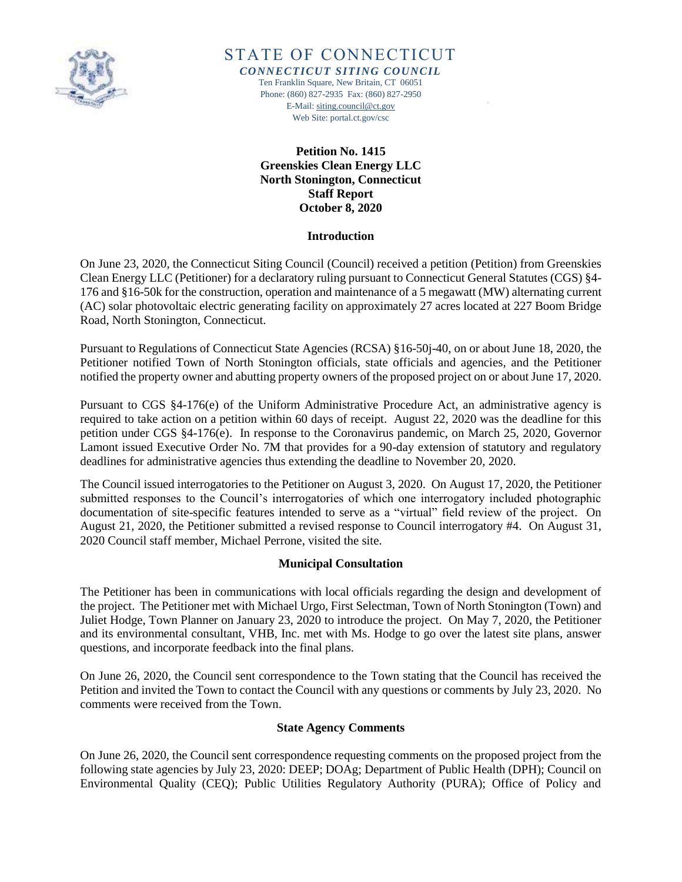# STATE OF CONNECTICUT

***CONNECTICUT SITING COUNCIL***

Ten Franklin Square, New Britain, CT 06051
Phone: (860) 827-2935 Fax: (860) 827-2950
E-Mail: siting.council@ct.gov
Web Site: portal.ct.gov/csc

**Petition No. 1415**
**Greenskies Clean Energy LLC**
**North Stonington, Connecticut**
**Staff Report**
**October 8, 2020**

## Introduction

On June 23, 2020, the Connecticut Siting Council (Council) received a petition (Petition) from Greenskies Clean Energy LLC (Petitioner) for a declaratory ruling pursuant to Connecticut General Statutes (CGS) §4-176 and §16-50k for the construction, operation and maintenance of a 5 megawatt (MW) alternating current (AC) solar photovoltaic electric generating facility on approximately 27 acres located at 227 Boom Bridge Road, North Stonington, Connecticut.

Pursuant to Regulations of Connecticut State Agencies (RCSA) §16-50j-40, on or about June 18, 2020, the Petitioner notified Town of North Stonington officials, state officials and agencies, and the Petitioner notified the property owner and abutting property owners of the proposed project on or about June 17, 2020.

Pursuant to CGS §4-176(e) of the Uniform Administrative Procedure Act, an administrative agency is required to take action on a petition within 60 days of receipt. August 22, 2020 was the deadline for this petition under CGS §4-176(e). In response to the Coronavirus pandemic, on March 25, 2020, Governor Lamont issued Executive Order No. 7M that provides for a 90-day extension of statutory and regulatory deadlines for administrative agencies thus extending the deadline to November 20, 2020.

The Council issued interrogatories to the Petitioner on August 3, 2020. On August 17, 2020, the Petitioner submitted responses to the Council's interrogatories of which one interrogatory included photographic documentation of site-specific features intended to serve as a "virtual" field review of the project. On August 21, 2020, the Petitioner submitted a revised response to Council interrogatory #4. On August 31, 2020 Council staff member, Michael Perrone, visited the site.

## Municipal Consultation

The Petitioner has been in communications with local officials regarding the design and development of the project. The Petitioner met with Michael Urgo, First Selectman, Town of North Stonington (Town) and Juliet Hodge, Town Planner on January 23, 2020 to introduce the project. On May 7, 2020, the Petitioner and its environmental consultant, VHB, Inc. met with Ms. Hodge to go over the latest site plans, answer questions, and incorporate feedback into the final plans.

On June 26, 2020, the Council sent correspondence to the Town stating that the Council has received the Petition and invited the Town to contact the Council with any questions or comments by July 23, 2020. No comments were received from the Town.

## State Agency Comments

On June 26, 2020, the Council sent correspondence requesting comments on the proposed project from the following state agencies by July 23, 2020: DEEP; DOAg; Department of Public Health (DPH); Council on Environmental Quality (CEQ); Public Utilities Regulatory Authority (PURA); Office of Policy and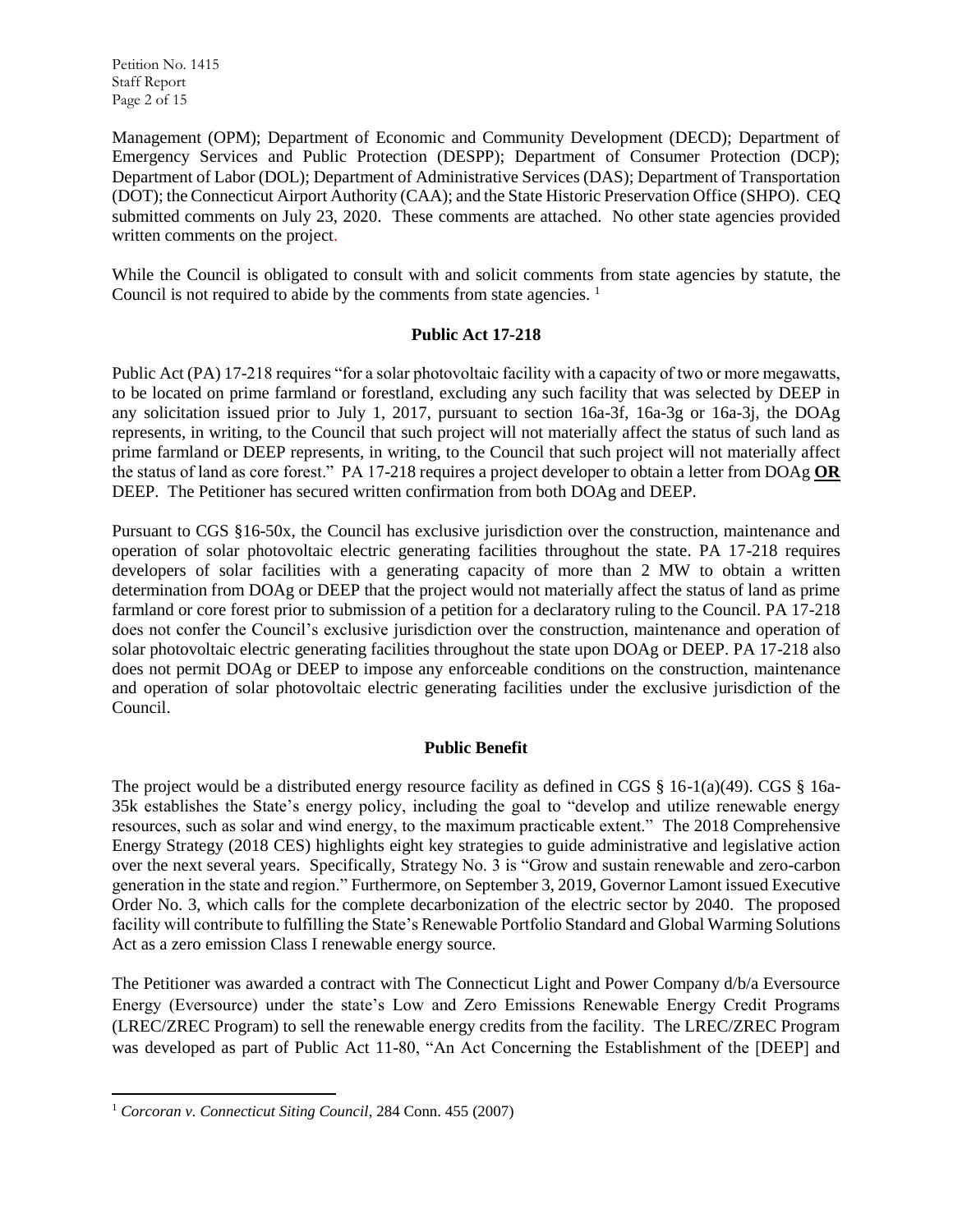Management (OPM); Department of Economic and Community Development (DECD); Department of Emergency Services and Public Protection (DESPP); Department of Consumer Protection (DCP); Department of Labor (DOL); Department of Administrative Services (DAS); Department of Transportation (DOT); the Connecticut Airport Authority (CAA); and the State Historic Preservation Office (SHPO). CEQ submitted comments on July 23, 2020. These comments are attached. No other state agencies provided written comments on the project.

While the Council is obligated to consult with and solicit comments from state agencies by statute, the Council is not required to abide by the comments from state agencies. [1]

## Public Act 17-218

Public Act (PA) 17-218 requires "for a solar photovoltaic facility with a capacity of two or more megawatts, to be located on prime farmland or forestland, excluding any such facility that was selected by DEEP in any solicitation issued prior to July 1, 2017, pursuant to section 16a-3f, 16a-3g or 16a-3j, the DOAg represents, in writing, to the Council that such project will not materially affect the status of such land as prime farmland or DEEP represents, in writing, to the Council that such project will not materially affect the status of land as core forest." PA 17-218 requires a project developer to obtain a letter from DOAg **OR** DEEP. The Petitioner has secured written confirmation from both DOAg and DEEP.

Pursuant to CGS §16-50x, the Council has exclusive jurisdiction over the construction, maintenance and operation of solar photovoltaic electric generating facilities throughout the state. PA 17-218 requires developers of solar facilities with a generating capacity of more than 2 MW to obtain a written determination from DOAg or DEEP that the project would not materially affect the status of land as prime farmland or core forest prior to submission of a petition for a declaratory ruling to the Council. PA 17-218 does not confer the Council's exclusive jurisdiction over the construction, maintenance and operation of solar photovoltaic electric generating facilities throughout the state upon DOAg or DEEP. PA 17-218 also does not permit DOAg or DEEP to impose any enforceable conditions on the construction, maintenance and operation of solar photovoltaic electric generating facilities under the exclusive jurisdiction of the Council.

## Public Benefit

The project would be a distributed energy resource facility as defined in CGS § 16-1(a)(49). CGS § 16a-35k establishes the State's energy policy, including the goal to "develop and utilize renewable energy resources, such as solar and wind energy, to the maximum practicable extent." The 2018 Comprehensive Energy Strategy (2018 CES) highlights eight key strategies to guide administrative and legislative action over the next several years. Specifically, Strategy No. 3 is "Grow and sustain renewable and zero-carbon generation in the state and region." Furthermore, on September 3, 2019, Governor Lamont issued Executive Order No. 3, which calls for the complete decarbonization of the electric sector by 2040. The proposed facility will contribute to fulfilling the State's Renewable Portfolio Standard and Global Warming Solutions Act as a zero emission Class I renewable energy source.

The Petitioner was awarded a contract with The Connecticut Light and Power Company d/b/a Eversource Energy (Eversource) under the state's Low and Zero Emissions Renewable Energy Credit Programs (LREC/ZREC Program) to sell the renewable energy credits from the facility. The LREC/ZREC Program was developed as part of Public Act 11-80, "An Act Concerning the Establishment of the [DEEP] and

---

[1] *Corcoran v. Connecticut Siting Council*, 284 Conn. 455 (2007)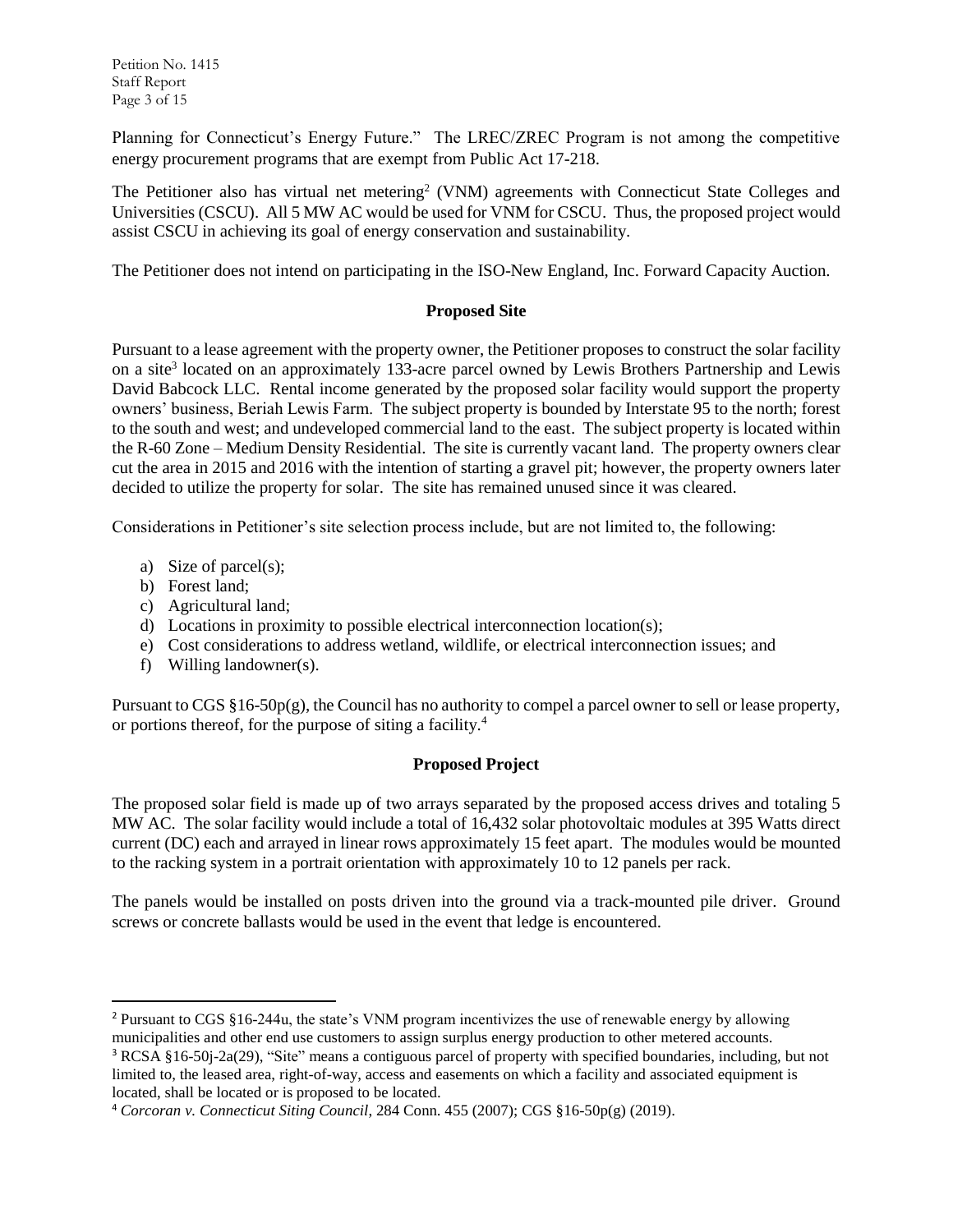Planning for Connecticut's Energy Future." The LREC/ZREC Program is not among the competitive energy procurement programs that are exempt from Public Act 17-218.

The Petitioner also has virtual net metering[2] (VNM) agreements with Connecticut State Colleges and Universities (CSCU). All 5 MW AC would be used for VNM for CSCU. Thus, the proposed project would assist CSCU in achieving its goal of energy conservation and sustainability.

The Petitioner does not intend on participating in the ISO-New England, Inc. Forward Capacity Auction.

## Proposed Site

Pursuant to a lease agreement with the property owner, the Petitioner proposes to construct the solar facility on a site[3] located on an approximately 133-acre parcel owned by Lewis Brothers Partnership and Lewis David Babcock LLC. Rental income generated by the proposed solar facility would support the property owners' business, Beriah Lewis Farm. The subject property is bounded by Interstate 95 to the north; forest to the south and west; and undeveloped commercial land to the east. The subject property is located within the R-60 Zone – Medium Density Residential. The site is currently vacant land. The property owners clear cut the area in 2015 and 2016 with the intention of starting a gravel pit; however, the property owners later decided to utilize the property for solar. The site has remained unused since it was cleared.

Considerations in Petitioner's site selection process include, but are not limited to, the following:

a) Size of parcel(s);
b) Forest land;
c) Agricultural land;
d) Locations in proximity to possible electrical interconnection location(s);
e) Cost considerations to address wetland, wildlife, or electrical interconnection issues; and
f) Willing landowner(s).

Pursuant to CGS §16-50p(g), the Council has no authority to compel a parcel owner to sell or lease property, or portions thereof, for the purpose of siting a facility.[4]

## Proposed Project

The proposed solar field is made up of two arrays separated by the proposed access drives and totaling 5 MW AC. The solar facility would include a total of 16,432 solar photovoltaic modules at 395 Watts direct current (DC) each and arrayed in linear rows approximately 15 feet apart. The modules would be mounted to the racking system in a portrait orientation with approximately 10 to 12 panels per rack.

The panels would be installed on posts driven into the ground via a track-mounted pile driver. Ground screws or concrete ballasts would be used in the event that ledge is encountered.

---

[2] Pursuant to CGS §16-244u, the state's VNM program incentivizes the use of renewable energy by allowing municipalities and other end use customers to assign surplus energy production to other metered accounts.

[3] RCSA §16-50j-2a(29), "Site" means a contiguous parcel of property with specified boundaries, including, but not limited to, the leased area, right-of-way, access and easements on which a facility and associated equipment is located, shall be located or is proposed to be located.

[4] *Corcoran v. Connecticut Siting Council*, 284 Conn. 455 (2007); CGS §16-50p(g) (2019).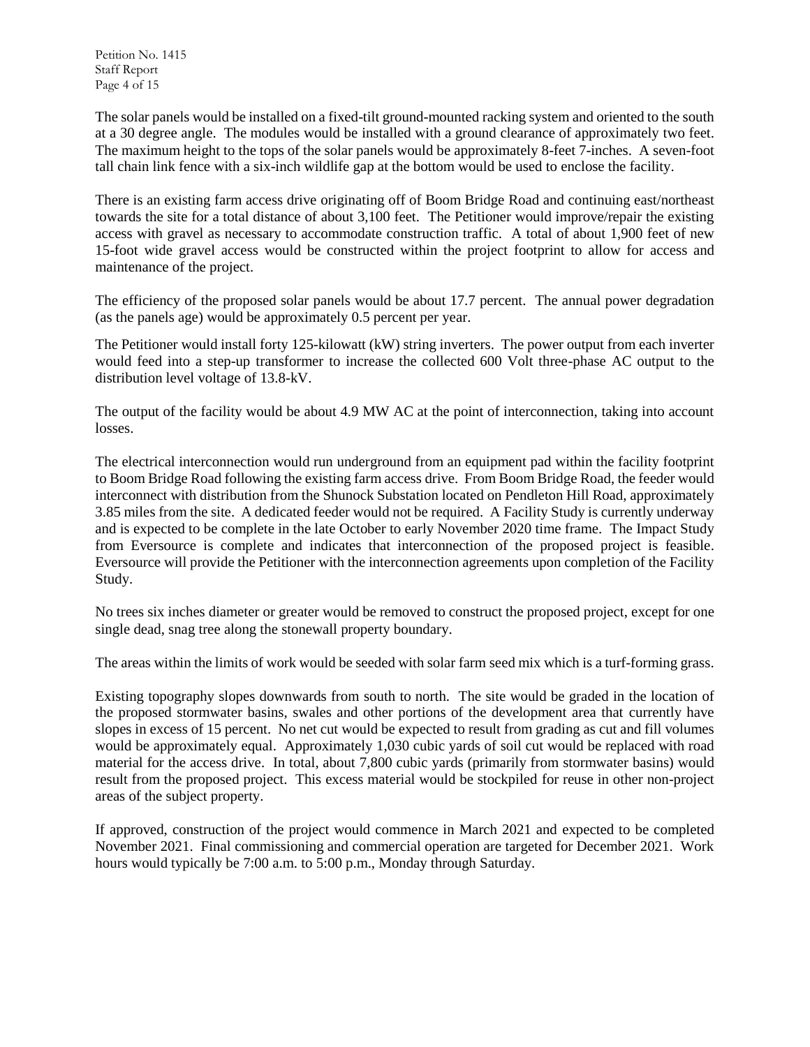The solar panels would be installed on a fixed-tilt ground-mounted racking system and oriented to the south at a 30 degree angle. The modules would be installed with a ground clearance of approximately two feet. The maximum height to the tops of the solar panels would be approximately 8-feet 7-inches. A seven-foot tall chain link fence with a six-inch wildlife gap at the bottom would be used to enclose the facility.

There is an existing farm access drive originating off of Boom Bridge Road and continuing east/northeast towards the site for a total distance of about 3,100 feet. The Petitioner would improve/repair the existing access with gravel as necessary to accommodate construction traffic. A total of about 1,900 feet of new 15-foot wide gravel access would be constructed within the project footprint to allow for access and maintenance of the project.

The efficiency of the proposed solar panels would be about 17.7 percent. The annual power degradation (as the panels age) would be approximately 0.5 percent per year.

The Petitioner would install forty 125-kilowatt (kW) string inverters. The power output from each inverter would feed into a step-up transformer to increase the collected 600 Volt three-phase AC output to the distribution level voltage of 13.8-kV.

The output of the facility would be about 4.9 MW AC at the point of interconnection, taking into account losses.

The electrical interconnection would run underground from an equipment pad within the facility footprint to Boom Bridge Road following the existing farm access drive. From Boom Bridge Road, the feeder would interconnect with distribution from the Shunock Substation located on Pendleton Hill Road, approximately 3.85 miles from the site. A dedicated feeder would not be required. A Facility Study is currently underway and is expected to be complete in the late October to early November 2020 time frame. The Impact Study from Eversource is complete and indicates that interconnection of the proposed project is feasible. Eversource will provide the Petitioner with the interconnection agreements upon completion of the Facility Study.

No trees six inches diameter or greater would be removed to construct the proposed project, except for one single dead, snag tree along the stonewall property boundary.

The areas within the limits of work would be seeded with solar farm seed mix which is a turf-forming grass.

Existing topography slopes downwards from south to north. The site would be graded in the location of the proposed stormwater basins, swales and other portions of the development area that currently have slopes in excess of 15 percent. No net cut would be expected to result from grading as cut and fill volumes would be approximately equal. Approximately 1,030 cubic yards of soil cut would be replaced with road material for the access drive. In total, about 7,800 cubic yards (primarily from stormwater basins) would result from the proposed project. This excess material would be stockpiled for reuse in other non-project areas of the subject property.

If approved, construction of the project would commence in March 2021 and expected to be completed November 2021. Final commissioning and commercial operation are targeted for December 2021. Work hours would typically be 7:00 a.m. to 5:00 p.m., Monday through Saturday.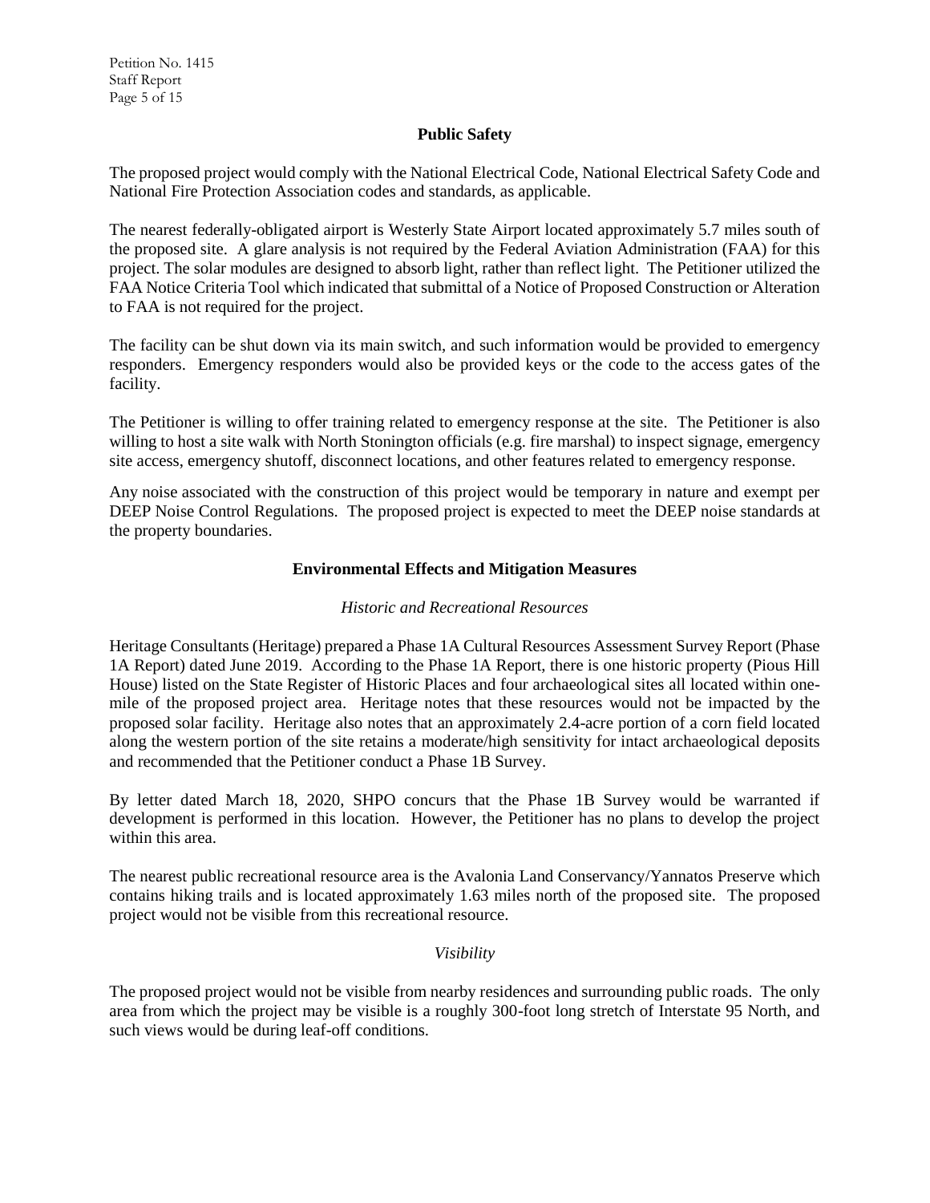## Public Safety

The proposed project would comply with the National Electrical Code, National Electrical Safety Code and National Fire Protection Association codes and standards, as applicable.

The nearest federally-obligated airport is Westerly State Airport located approximately 5.7 miles south of the proposed site. A glare analysis is not required by the Federal Aviation Administration (FAA) for this project. The solar modules are designed to absorb light, rather than reflect light. The Petitioner utilized the FAA Notice Criteria Tool which indicated that submittal of a Notice of Proposed Construction or Alteration to FAA is not required for the project.

The facility can be shut down via its main switch, and such information would be provided to emergency responders. Emergency responders would also be provided keys or the code to the access gates of the facility.

The Petitioner is willing to offer training related to emergency response at the site. The Petitioner is also willing to host a site walk with North Stonington officials (e.g. fire marshal) to inspect signage, emergency site access, emergency shutoff, disconnect locations, and other features related to emergency response.

Any noise associated with the construction of this project would be temporary in nature and exempt per DEEP Noise Control Regulations. The proposed project is expected to meet the DEEP noise standards at the property boundaries.

## Environmental Effects and Mitigation Measures

### *Historic and Recreational Resources*

Heritage Consultants (Heritage) prepared a Phase 1A Cultural Resources Assessment Survey Report (Phase 1A Report) dated June 2019. According to the Phase 1A Report, there is one historic property (Pious Hill House) listed on the State Register of Historic Places and four archaeological sites all located within one-mile of the proposed project area. Heritage notes that these resources would not be impacted by the proposed solar facility. Heritage also notes that an approximately 2.4-acre portion of a corn field located along the western portion of the site retains a moderate/high sensitivity for intact archaeological deposits and recommended that the Petitioner conduct a Phase 1B Survey.

By letter dated March 18, 2020, SHPO concurs that the Phase 1B Survey would be warranted if development is performed in this location. However, the Petitioner has no plans to develop the project within this area.

The nearest public recreational resource area is the Avalonia Land Conservancy/Yannatos Preserve which contains hiking trails and is located approximately 1.63 miles north of the proposed site. The proposed project would not be visible from this recreational resource.

### *Visibility*

The proposed project would not be visible from nearby residences and surrounding public roads. The only area from which the project may be visible is a roughly 300-foot long stretch of Interstate 95 North, and such views would be during leaf-off conditions.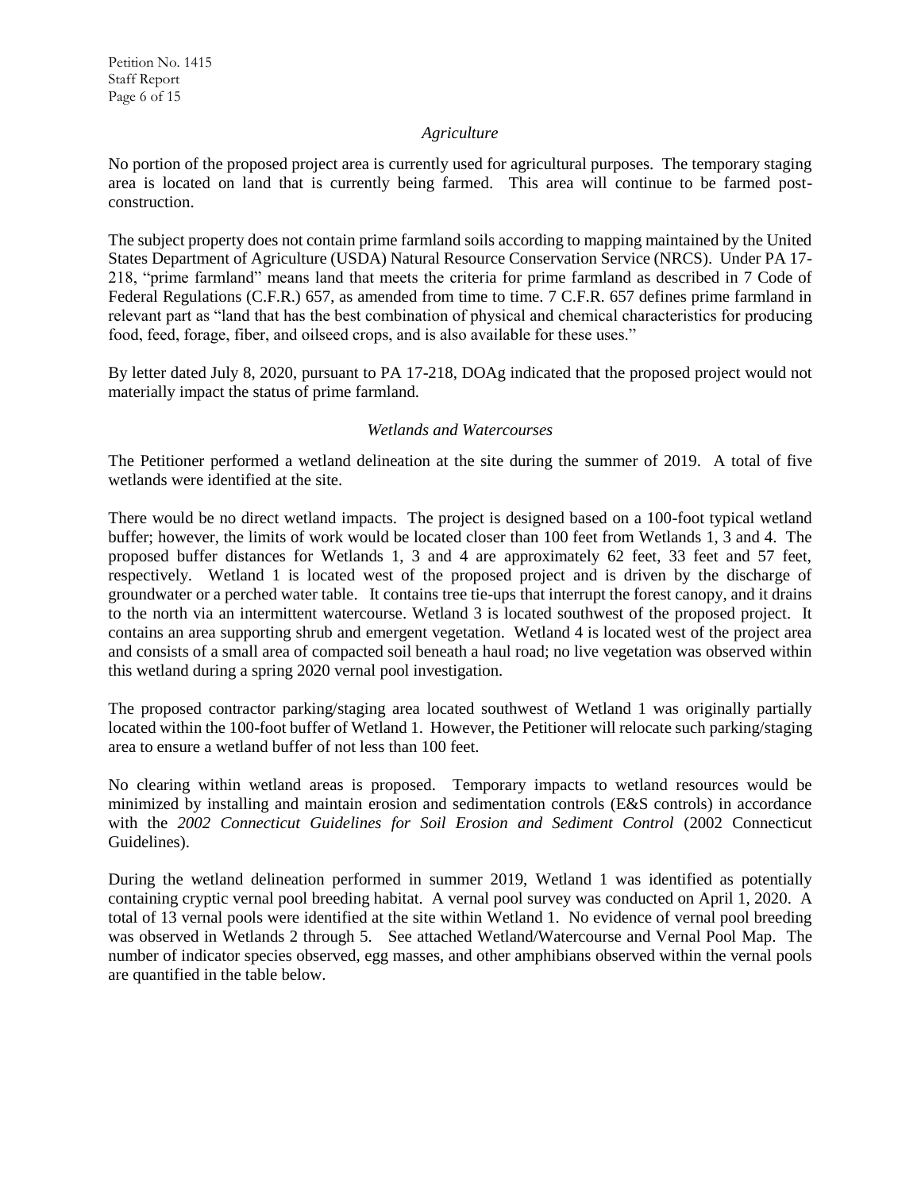*Agriculture*

No portion of the proposed project area is currently used for agricultural purposes. The temporary staging area is located on land that is currently being farmed. This area will continue to be farmed post-construction.

The subject property does not contain prime farmland soils according to mapping maintained by the United States Department of Agriculture (USDA) Natural Resource Conservation Service (NRCS). Under PA 17-218, "prime farmland" means land that meets the criteria for prime farmland as described in 7 Code of Federal Regulations (C.F.R.) 657, as amended from time to time. 7 C.F.R. 657 defines prime farmland in relevant part as "land that has the best combination of physical and chemical characteristics for producing food, feed, forage, fiber, and oilseed crops, and is also available for these uses."

By letter dated July 8, 2020, pursuant to PA 17-218, DOAg indicated that the proposed project would not materially impact the status of prime farmland.

*Wetlands and Watercourses*

The Petitioner performed a wetland delineation at the site during the summer of 2019. A total of five wetlands were identified at the site.

There would be no direct wetland impacts. The project is designed based on a 100-foot typical wetland buffer; however, the limits of work would be located closer than 100 feet from Wetlands 1, 3 and 4. The proposed buffer distances for Wetlands 1, 3 and 4 are approximately 62 feet, 33 feet and 57 feet, respectively. Wetland 1 is located west of the proposed project and is driven by the discharge of groundwater or a perched water table. It contains tree tie-ups that interrupt the forest canopy, and it drains to the north via an intermittent watercourse. Wetland 3 is located southwest of the proposed project. It contains an area supporting shrub and emergent vegetation. Wetland 4 is located west of the project area and consists of a small area of compacted soil beneath a haul road; no live vegetation was observed within this wetland during a spring 2020 vernal pool investigation.

The proposed contractor parking/staging area located southwest of Wetland 1 was originally partially located within the 100-foot buffer of Wetland 1. However, the Petitioner will relocate such parking/staging area to ensure a wetland buffer of not less than 100 feet.

No clearing within wetland areas is proposed. Temporary impacts to wetland resources would be minimized by installing and maintain erosion and sedimentation controls (E&S controls) in accordance with the *2002 Connecticut Guidelines for Soil Erosion and Sediment Control* (2002 Connecticut Guidelines).

During the wetland delineation performed in summer 2019, Wetland 1 was identified as potentially containing cryptic vernal pool breeding habitat. A vernal pool survey was conducted on April 1, 2020. A total of 13 vernal pools were identified at the site within Wetland 1. No evidence of vernal pool breeding was observed in Wetlands 2 through 5. See attached Wetland/Watercourse and Vernal Pool Map. The number of indicator species observed, egg masses, and other amphibians observed within the vernal pools are quantified in the table below.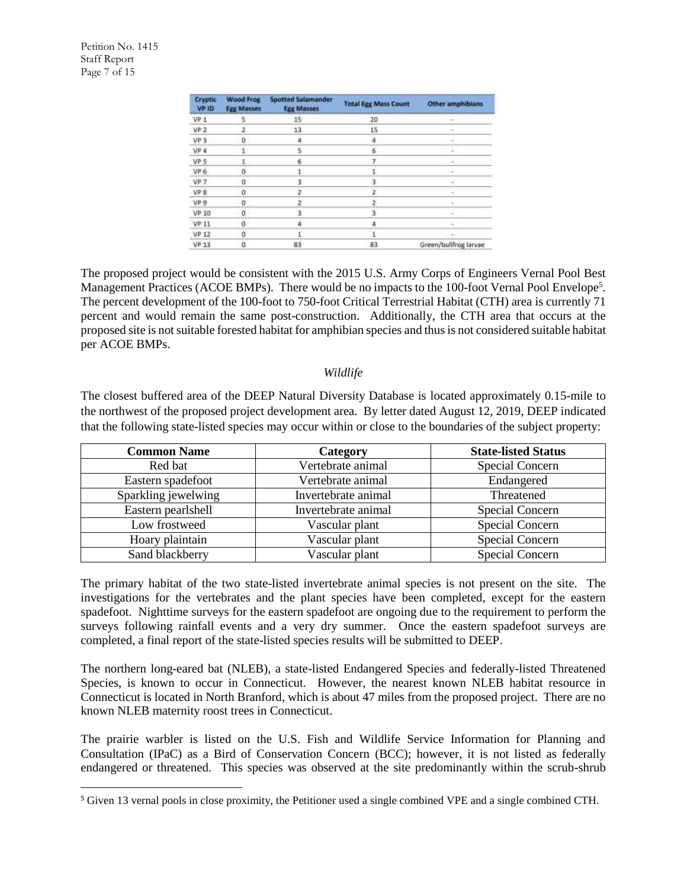| Cryptic VP ID | Wood Frog Egg Masses | Spotted Salamander Egg Masses | Total Egg Mass Count | Other amphibians |
|---|---|---|---|---|
| VP 1 | 5 | 15 | 20 | - |
| VP 2 | 2 | 13 | 15 | - |
| VP 3 | 0 | 4 | 4 | - |
| VP 4 | 1 | 5 | 6 | - |
| VP 5 | 1 | 6 | 7 | - |
| VP 6 | 0 | 1 | 1 | - |
| VP 7 | 0 | 3 | 3 | - |
| VP 8 | 0 | 2 | 2 | - |
| VP 9 | 0 | 2 | 2 | - |
| VP 10 | 0 | 3 | 3 | - |
| VP 11 | 0 | 4 | 4 | - |
| VP 12 | 0 | 1 | 1 | - |
| VP 13 | 0 | 83 | 83 | Green/bullfrog larvae |

The proposed project would be consistent with the 2015 U.S. Army Corps of Engineers Vernal Pool Best Management Practices (ACOE BMPs). There would be no impacts to the 100-foot Vernal Pool Envelope[5]. The percent development of the 100-foot to 750-foot Critical Terrestrial Habitat (CTH) area is currently 71 percent and would remain the same post-construction. Additionally, the CTH area that occurs at the proposed site is not suitable forested habitat for amphibian species and thus is not considered suitable habitat per ACOE BMPs.

*Wildlife*

The closest buffered area of the DEEP Natural Diversity Database is located approximately 0.15-mile to the northwest of the proposed project development area. By letter dated August 12, 2019, DEEP indicated that the following state-listed species may occur within or close to the boundaries of the subject property:

| Common Name | Category | State-listed Status |
|---|---|---|
| Red bat | Vertebrate animal | Special Concern |
| Eastern spadefoot | Vertebrate animal | Endangered |
| Sparkling jewelwing | Invertebrate animal | Threatened |
| Eastern pearlshell | Invertebrate animal | Special Concern |
| Low frostweed | Vascular plant | Special Concern |
| Hoary plaintain | Vascular plant | Special Concern |
| Sand blackberry | Vascular plant | Special Concern |

The primary habitat of the two state-listed invertebrate animal species is not present on the site. The investigations for the vertebrates and the plant species have been completed, except for the eastern spadefoot. Nighttime surveys for the eastern spadefoot are ongoing due to the requirement to perform the surveys following rainfall events and a very dry summer. Once the eastern spadefoot surveys are completed, a final report of the state-listed species results will be submitted to DEEP.

The northern long-eared bat (NLEB), a state-listed Endangered Species and federally-listed Threatened Species, is known to occur in Connecticut. However, the nearest known NLEB habitat resource in Connecticut is located in North Branford, which is about 47 miles from the proposed project. There are no known NLEB maternity roost trees in Connecticut.

The prairie warbler is listed on the U.S. Fish and Wildlife Service Information for Planning and Consultation (IPaC) as a Bird of Conservation Concern (BCC); however, it is not listed as federally endangered or threatened. This species was observed at the site predominantly within the scrub-shrub

[5] Given 13 vernal pools in close proximity, the Petitioner used a single combined VPE and a single combined CTH.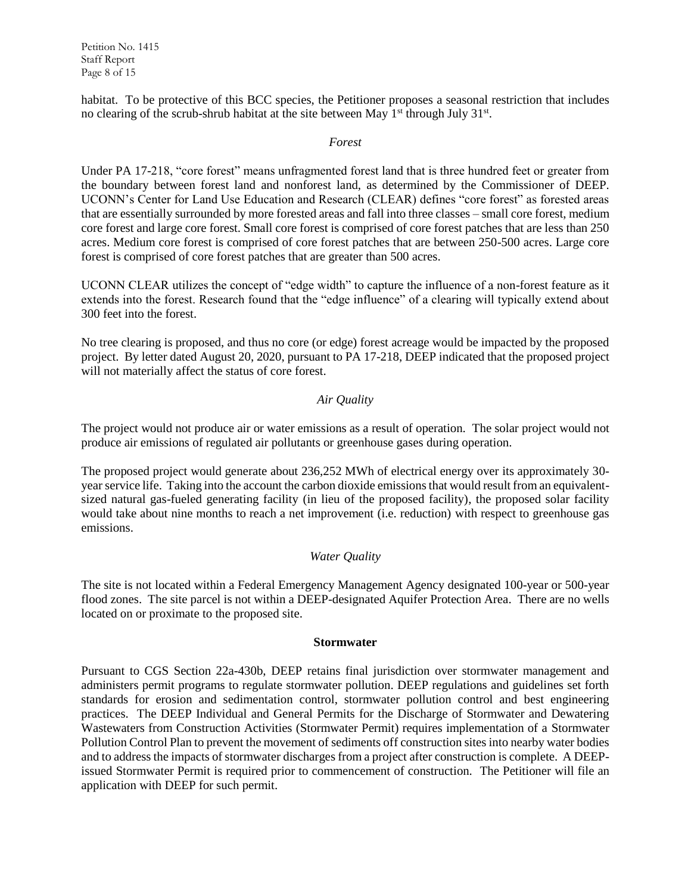habitat. To be protective of this BCC species, the Petitioner proposes a seasonal restriction that includes no clearing of the scrub-shrub habitat at the site between May 1st through July 31st.

*Forest*

Under PA 17-218, "core forest" means unfragmented forest land that is three hundred feet or greater from the boundary between forest land and nonforest land, as determined by the Commissioner of DEEP. UCONN's Center for Land Use Education and Research (CLEAR) defines "core forest" as forested areas that are essentially surrounded by more forested areas and fall into three classes – small core forest, medium core forest and large core forest. Small core forest is comprised of core forest patches that are less than 250 acres. Medium core forest is comprised of core forest patches that are between 250-500 acres. Large core forest is comprised of core forest patches that are greater than 500 acres.

UCONN CLEAR utilizes the concept of "edge width" to capture the influence of a non-forest feature as it extends into the forest. Research found that the "edge influence" of a clearing will typically extend about 300 feet into the forest.

No tree clearing is proposed, and thus no core (or edge) forest acreage would be impacted by the proposed project. By letter dated August 20, 2020, pursuant to PA 17-218, DEEP indicated that the proposed project will not materially affect the status of core forest.

*Air Quality*

The project would not produce air or water emissions as a result of operation. The solar project would not produce air emissions of regulated air pollutants or greenhouse gases during operation.

The proposed project would generate about 236,252 MWh of electrical energy over its approximately 30-year service life. Taking into the account the carbon dioxide emissions that would result from an equivalent-sized natural gas-fueled generating facility (in lieu of the proposed facility), the proposed solar facility would take about nine months to reach a net improvement (i.e. reduction) with respect to greenhouse gas emissions.

*Water Quality*

The site is not located within a Federal Emergency Management Agency designated 100-year or 500-year flood zones. The site parcel is not within a DEEP-designated Aquifer Protection Area. There are no wells located on or proximate to the proposed site.

**Stormwater**

Pursuant to CGS Section 22a-430b, DEEP retains final jurisdiction over stormwater management and administers permit programs to regulate stormwater pollution. DEEP regulations and guidelines set forth standards for erosion and sedimentation control, stormwater pollution control and best engineering practices. The DEEP Individual and General Permits for the Discharge of Stormwater and Dewatering Wastewaters from Construction Activities (Stormwater Permit) requires implementation of a Stormwater Pollution Control Plan to prevent the movement of sediments off construction sites into nearby water bodies and to address the impacts of stormwater discharges from a project after construction is complete. A DEEP-issued Stormwater Permit is required prior to commencement of construction. The Petitioner will file an application with DEEP for such permit.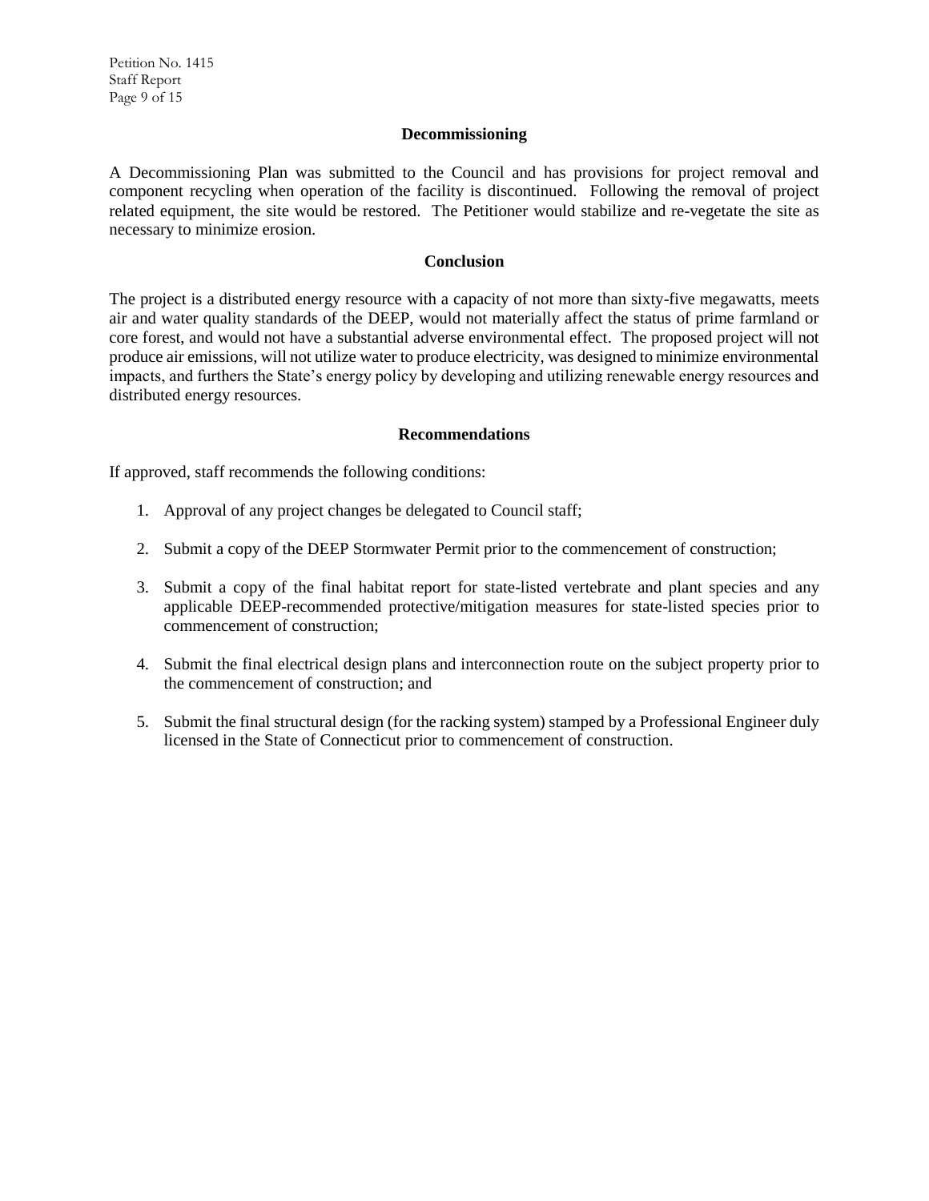## Decommissioning

A Decommissioning Plan was submitted to the Council and has provisions for project removal and component recycling when operation of the facility is discontinued. Following the removal of project related equipment, the site would be restored. The Petitioner would stabilize and re-vegetate the site as necessary to minimize erosion.

## Conclusion

The project is a distributed energy resource with a capacity of not more than sixty-five megawatts, meets air and water quality standards of the DEEP, would not materially affect the status of prime farmland or core forest, and would not have a substantial adverse environmental effect. The proposed project will not produce air emissions, will not utilize water to produce electricity, was designed to minimize environmental impacts, and furthers the State's energy policy by developing and utilizing renewable energy resources and distributed energy resources.

## Recommendations

If approved, staff recommends the following conditions:

1. Approval of any project changes be delegated to Council staff;
2. Submit a copy of the DEEP Stormwater Permit prior to the commencement of construction;
3. Submit a copy of the final habitat report for state-listed vertebrate and plant species and any applicable DEEP-recommended protective/mitigation measures for state-listed species prior to commencement of construction;
4. Submit the final electrical design plans and interconnection route on the subject property prior to the commencement of construction; and
5. Submit the final structural design (for the racking system) stamped by a Professional Engineer duly licensed in the State of Connecticut prior to commencement of construction.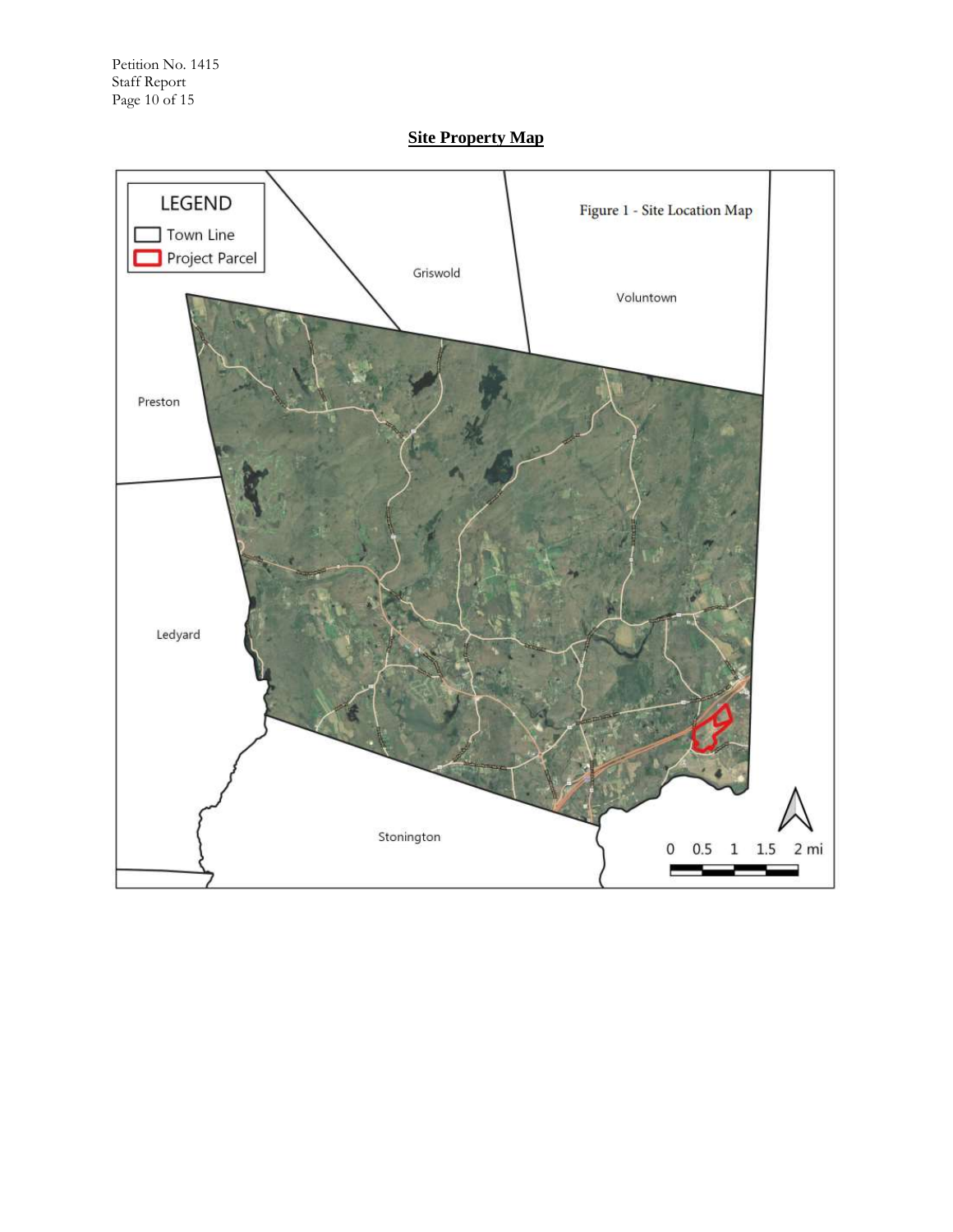## Site Property Map

LEGEND

Town Line

Project Parcel

Figure 1 - Site Location Map

Griswold

Voluntown

Preston

Ledyard

Stonington

0 0.5 1 1.5 2 mi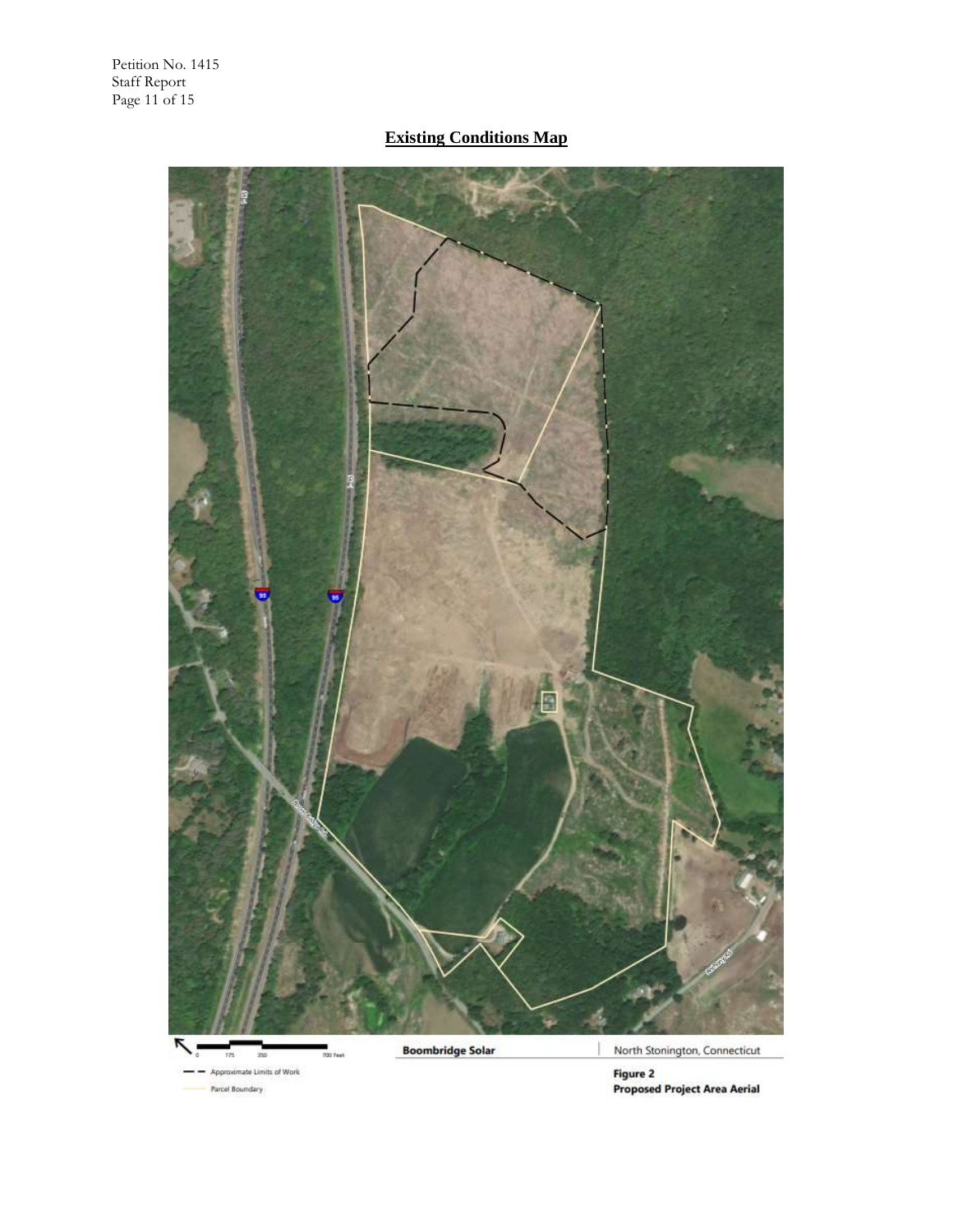## Existing Conditions Map

Boombridge Solar | North Stonington, Connecticut

Figure 2
Proposed Project Area Aerial

— — Approximate Limits of Work

Parcel Boundary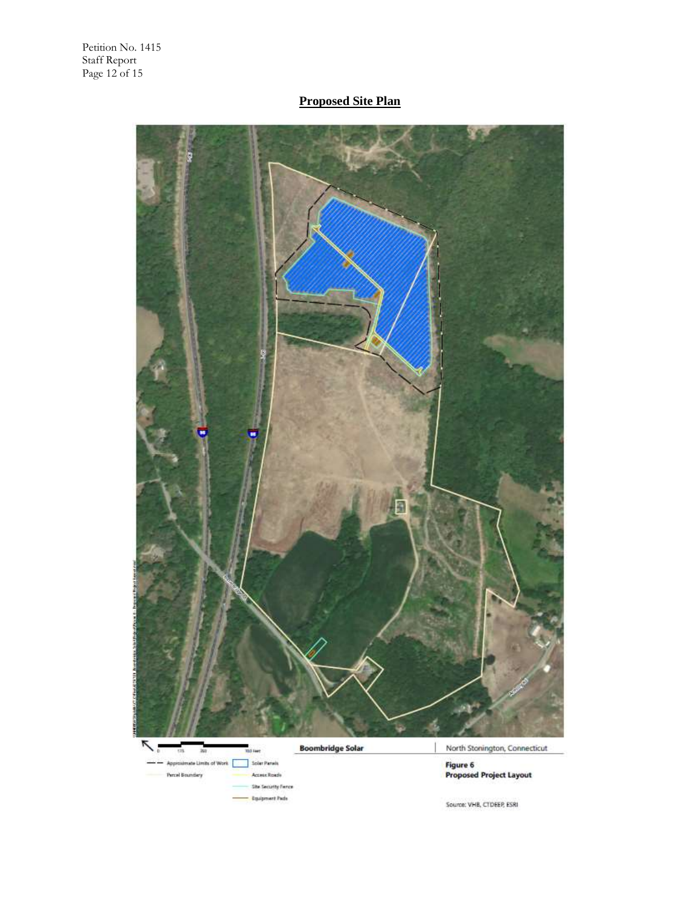## Proposed Site Plan

Boombridge Solar

North Stonington, Connecticut

Figure 6

Proposed Project Layout

Source: VHB, CTDEEP, ESRI

- Approximate Limits of Work
- Parcel Boundary
- Solar Panels
- Access Roads
- Site Security Fence
- Equipment Pads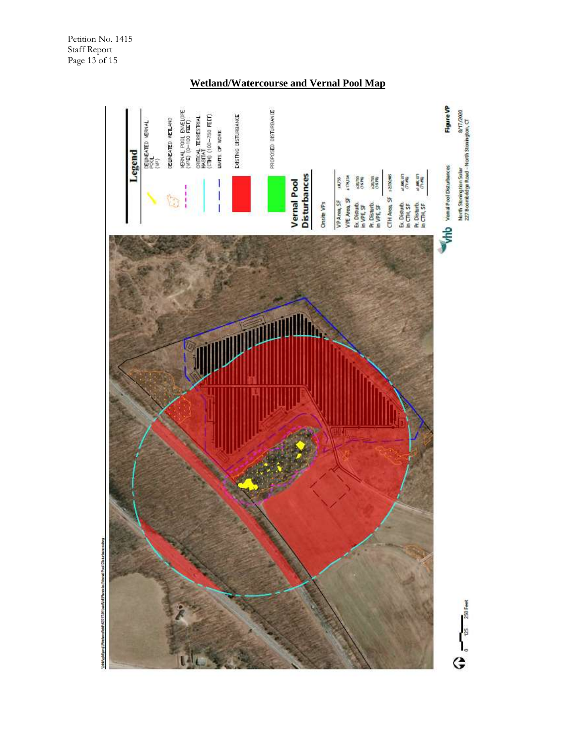## Wetland/Watercourse and Vernal Pool Map

**Legend**

- DELINEATED VERNAL POOL (VP)
- DELINEATED WETLAND
- VERNAL POOL ENVELOPE (VPE) (0-100 FEET)
- CRITICAL TERRESTRIAL HABITAT (CTH) (100-750 FEET)
- LIMITS OF WORK
- EXISTING DISTURBANCE
- PROPOSED DISTURBANCE

**Vernal Pool Disturbances**

| Onsite VPs | |
|---|---|
| VP Area, SF | ±8,755 |
| VPE Area, SF | ±179,154 |
| Ex. Disturb. in VPE, SF | ±28,755 (16.1%) |
| Pr. Disturb. in VPE, SF | ±28,755 (16.1%) |
| CTH Area, SF | ±2,530,965 |
| Ex. Disturb. in CTH, SF | ±1,808,371 (71.4%) |
| Pr. Disturb. in CTH, SF | ±1,808,371 (71.4%) |

Figure VP
Vernal Pool Disturbances
North Stonington Solar
227 Boombridge Road - North Stonington, CT
8/17/2020

0 125 250 Feet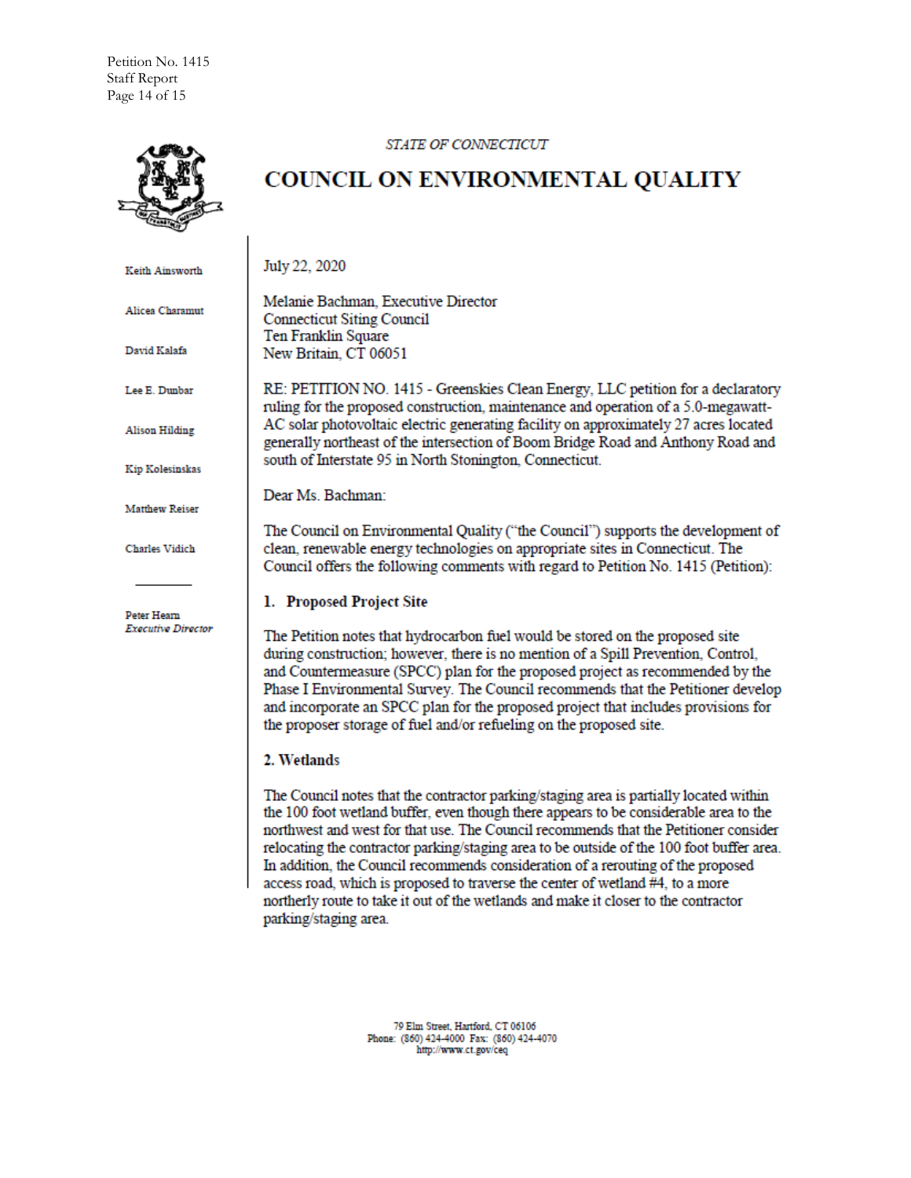STATE OF CONNECTICUT

# COUNCIL ON ENVIRONMENTAL QUALITY

Keith Ainsworth

Alicea Charamut

David Kalafa

Lee E. Dunbar

Alison Hilding

Kip Kolesinskas

Matthew Reiser

Charles Vidich

Peter Hearn
*Executive Director*

July 22, 2020

Melanie Bachman, Executive Director
Connecticut Siting Council
Ten Franklin Square
New Britain, CT 06051

RE: PETITION NO. 1415 - Greenskies Clean Energy, LLC petition for a declaratory ruling for the proposed construction, maintenance and operation of a 5.0-megawatt-AC solar photovoltaic electric generating facility on approximately 27 acres located generally northeast of the intersection of Boom Bridge Road and Anthony Road and south of Interstate 95 in North Stonington, Connecticut.

Dear Ms. Bachman:

The Council on Environmental Quality ("the Council") supports the development of clean, renewable energy technologies on appropriate sites in Connecticut. The Council offers the following comments with regard to Petition No. 1415 (Petition):

## 1. Proposed Project Site

The Petition notes that hydrocarbon fuel would be stored on the proposed site during construction; however, there is no mention of a Spill Prevention, Control, and Countermeasure (SPCC) plan for the proposed project as recommended by the Phase I Environmental Survey. The Council recommends that the Petitioner develop and incorporate an SPCC plan for the proposed project that includes provisions for the proposer storage of fuel and/or refueling on the proposed site.

## 2. Wetlands

The Council notes that the contractor parking/staging area is partially located within the 100 foot wetland buffer, even though there appears to be considerable area to the northwest and west for that use. The Council recommends that the Petitioner consider relocating the contractor parking/staging area to be outside of the 100 foot buffer area. In addition, the Council recommends consideration of a rerouting of the proposed access road, which is proposed to traverse the center of wetland #4, to a more northerly route to take it out of the wetlands and make it closer to the contractor parking/staging area.

79 Elm Street, Hartford, CT 06106
Phone: (860) 424-4000 Fax: (860) 424-4070
http://www.ct.gov/ceq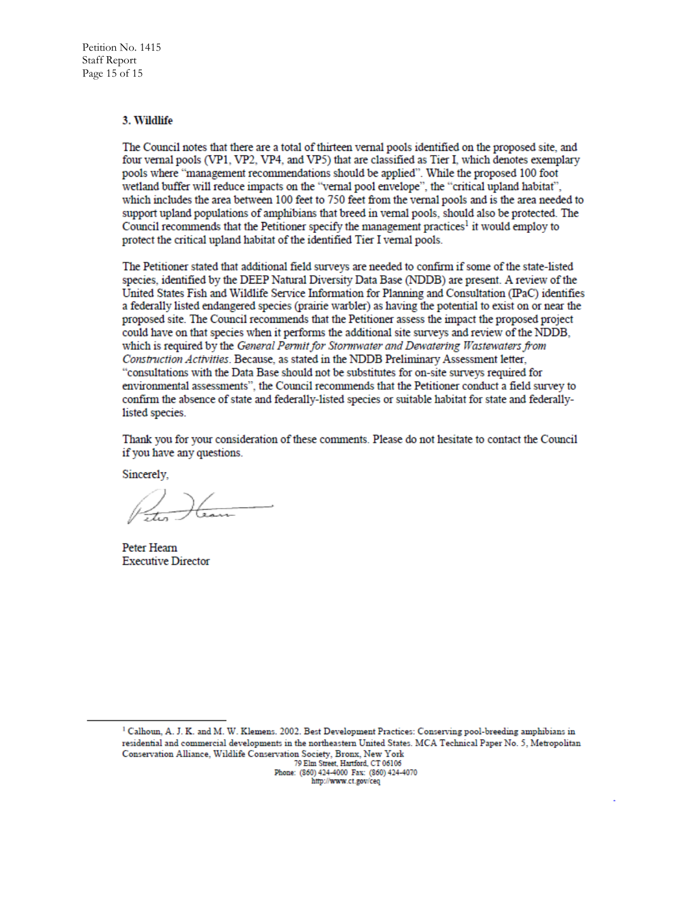### 3. Wildlife

The Council notes that there are a total of thirteen vernal pools identified on the proposed site, and four vernal pools (VP1, VP2, VP4, and VP5) that are classified as Tier I, which denotes exemplary pools where "management recommendations should be applied". While the proposed 100 foot wetland buffer will reduce impacts on the "vernal pool envelope", the "critical upland habitat", which includes the area between 100 feet to 750 feet from the vernal pools and is the area needed to support upland populations of amphibians that breed in vernal pools, should also be protected. The Council recommends that the Petitioner specify the management practices[1] it would employ to protect the critical upland habitat of the identified Tier I vernal pools.

The Petitioner stated that additional field surveys are needed to confirm if some of the state-listed species, identified by the DEEP Natural Diversity Data Base (NDDB) are present. A review of the United States Fish and Wildlife Service Information for Planning and Consultation (IPaC) identifies a federally listed endangered species (prairie warbler) as having the potential to exist on or near the proposed site. The Council recommends that the Petitioner assess the impact the proposed project could have on that species when it performs the additional site surveys and review of the NDDB, which is required by the *General Permit for Stormwater and Dewatering Wastewaters from Construction Activities*. Because, as stated in the NDDB Preliminary Assessment letter, "consultations with the Data Base should not be substitutes for on-site surveys required for environmental assessments", the Council recommends that the Petitioner conduct a field survey to confirm the absence of state and federally-listed species or suitable habitat for state and federally-listed species.

Thank you for your consideration of these comments. Please do not hesitate to contact the Council if you have any questions.

Sincerely,

Peter Hearn
Executive Director

[1] Calhoun, A. J. K. and M. W. Klemens. 2002. Best Development Practices: Conserving pool-breeding amphibians in residential and commercial developments in the northeastern United States. MCA Technical Paper No. 5, Metropolitan Conservation Alliance, Wildlife Conservation Society, Bronx, New York

79 Elm Street, Hartford, CT 06106
Phone: (860) 424-4000 Fax: (860) 424-4070
http://www.ct.gov/ceq